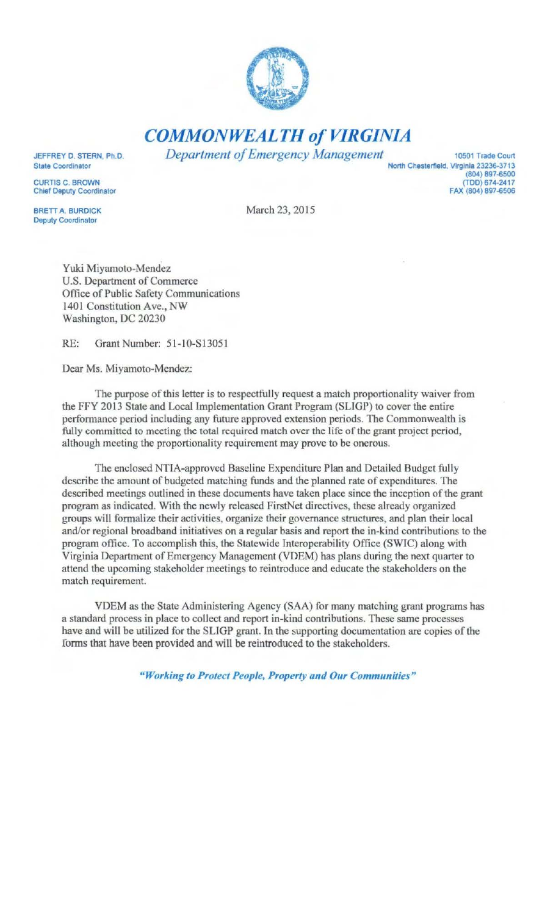# COMMONWEALTH of VIRGINIA

*Department of Emergency Management*

JEFFREY D. STERN, Ph.D.
State Coordinator

CURTIS C. BROWN
Chief Deputy Coordinator

BRETT A. BURDICK
Deputy Coordinator

10501 Trade Court
North Chesterfield, Virginia 23236-3713
(804) 897-6500
(TDD) 674-2417
FAX (804) 897-6506

March 23, 2015

Yuki Miyamoto-Mendez
U.S. Department of Commerce
Office of Public Safety Communications
1401 Constitution Ave., NW
Washington, DC 20230

RE: Grant Number: 51-10-S13051

Dear Ms. Miyamoto-Mendez:

The purpose of this letter is to respectfully request a match proportionality waiver from the FFY 2013 State and Local Implementation Grant Program (SLIGP) to cover the entire performance period including any future approved extension periods. The Commonwealth is fully committed to meeting the total required match over the life of the grant project period, although meeting the proportionality requirement may prove to be onerous.

The enclosed NTIA-approved Baseline Expenditure Plan and Detailed Budget fully describe the amount of budgeted matching funds and the planned rate of expenditures. The described meetings outlined in these documents have taken place since the inception of the grant program as indicated. With the newly released FirstNet directives, these already organized groups will formalize their activities, organize their governance structures, and plan their local and/or regional broadband initiatives on a regular basis and report the in-kind contributions to the program office. To accomplish this, the Statewide Interoperability Office (SWIC) along with Virginia Department of Emergency Management (VDEM) has plans during the next quarter to attend the upcoming stakeholder meetings to reintroduce and educate the stakeholders on the match requirement.

VDEM as the State Administering Agency (SAA) for many matching grant programs has a standard process in place to collect and report in-kind contributions. These same processes have and will be utilized for the SLIGP grant. In the supporting documentation are copies of the forms that have been provided and will be reintroduced to the stakeholders.

***"Working to Protect People, Property and Our Communities"***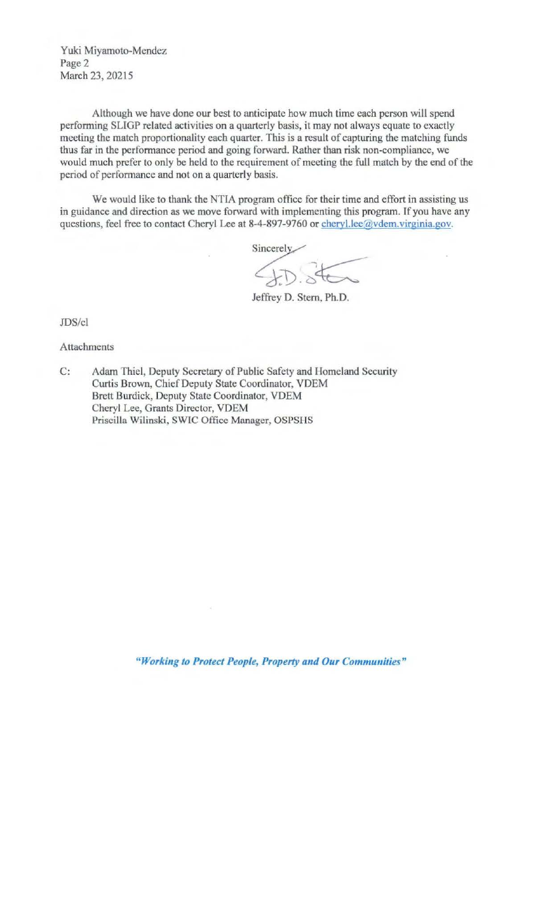Yuki Miyamoto-Mendez
Page 2
March 23, 20215

Although we have done our best to anticipate how much time each person will spend performing SLIGP related activities on a quarterly basis, it may not always equate to exactly meeting the match proportionality each quarter. This is a result of capturing the matching funds thus far in the performance period and going forward. Rather than risk non-compliance, we would much prefer to only be held to the requirement of meeting the full match by the end of the period of performance and not on a quarterly basis.

We would like to thank the NTIA program office for their time and effort in assisting us in guidance and direction as we move forward with implementing this program. If you have any questions, feel free to contact Cheryl Lee at 8-4-897-9760 or cheryl.lee@vdem.virginia.gov.

Sincerely,

Jeffrey D. Stern, Ph.D.

JDS/cl

Attachments

C: Adam Thiel, Deputy Secretary of Public Safety and Homeland Security
Curtis Brown, Chief Deputy State Coordinator, VDEM
Brett Burdick, Deputy State Coordinator, VDEM
Cheryl Lee, Grants Director, VDEM
Priscilla Wilinski, SWIC Office Manager, OSPSHS

***"Working to Protect People, Property and Our Communities"***